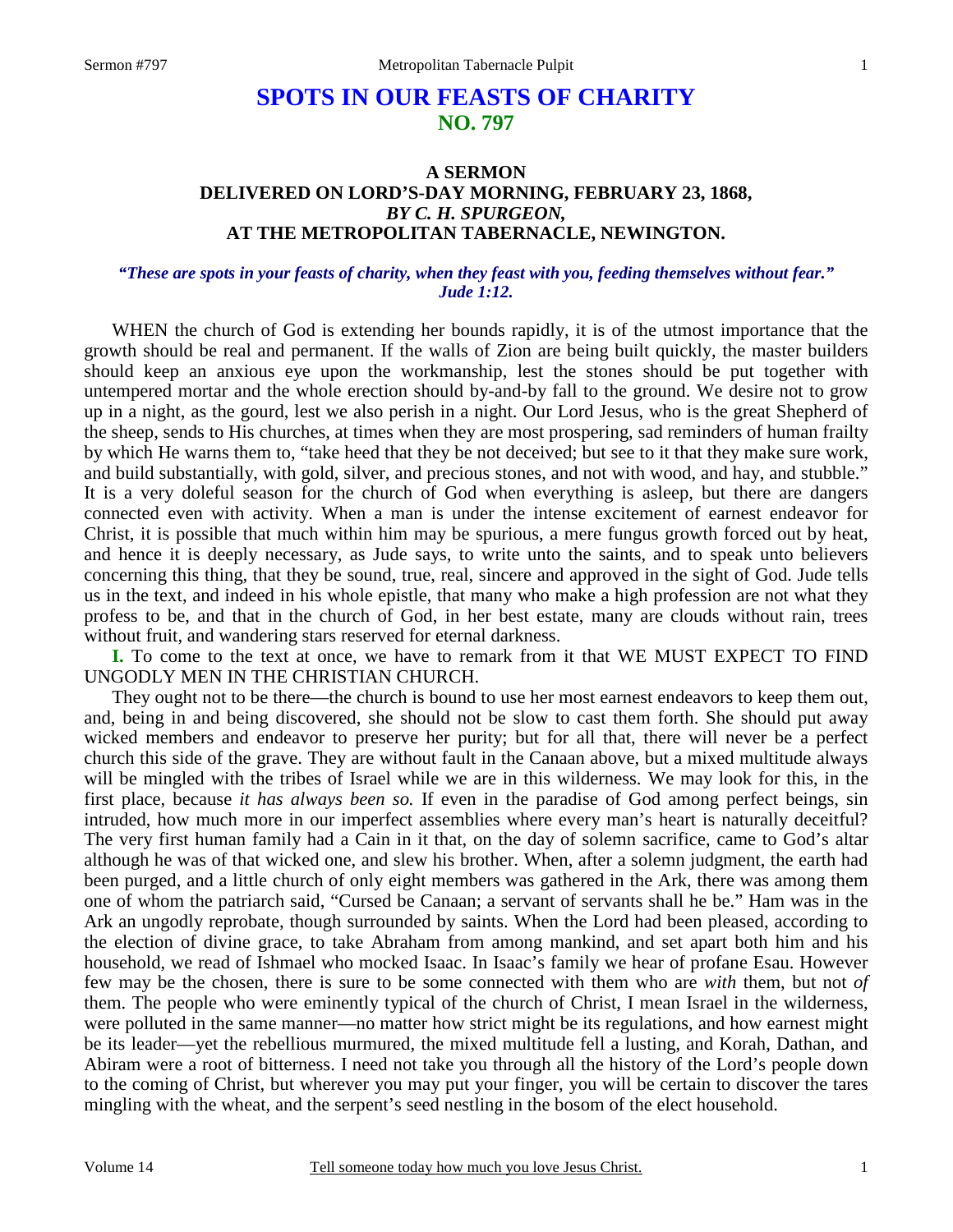# SPOTS IN OUR FEASTS OF CHARITY
## NO. 797

### A SERMON
### DELIVERED ON LORD'S-DAY MORNING, FEBRUARY 23, 1868,
### *BY C. H. SPURGEON,*
### AT THE METROPOLITAN TABERNACLE, NEWINGTON.

***"These are spots in your feasts of charity, when they feast with you, feeding themselves without fear." Jude 1:12.***

WHEN the church of God is extending her bounds rapidly, it is of the utmost importance that the growth should be real and permanent. If the walls of Zion are being built quickly, the master builders should keep an anxious eye upon the workmanship, lest the stones should be put together with untempered mortar and the whole erection should by-and-by fall to the ground. We desire not to grow up in a night, as the gourd, lest we also perish in a night. Our Lord Jesus, who is the great Shepherd of the sheep, sends to His churches, at times when they are most prospering, sad reminders of human frailty by which He warns them to, "take heed that they be not deceived; but see to it that they make sure work, and build substantially, with gold, silver, and precious stones, and not with wood, and hay, and stubble." It is a very doleful season for the church of God when everything is asleep, but there are dangers connected even with activity. When a man is under the intense excitement of earnest endeavor for Christ, it is possible that much within him may be spurious, a mere fungus growth forced out by heat, and hence it is deeply necessary, as Jude says, to write unto the saints, and to speak unto believers concerning this thing, that they be sound, true, real, sincere and approved in the sight of God. Jude tells us in the text, and indeed in his whole epistle, that many who make a high profession are not what they profess to be, and that in the church of God, in her best estate, many are clouds without rain, trees without fruit, and wandering stars reserved for eternal darkness.

**I.** To come to the text at once, we have to remark from it that WE MUST EXPECT TO FIND UNGODLY MEN IN THE CHRISTIAN CHURCH.

They ought not to be there—the church is bound to use her most earnest endeavors to keep them out, and, being in and being discovered, she should not be slow to cast them forth. She should put away wicked members and endeavor to preserve her purity; but for all that, there will never be a perfect church this side of the grave. They are without fault in the Canaan above, but a mixed multitude always will be mingled with the tribes of Israel while we are in this wilderness. We may look for this, in the first place, because *it has always been so.* If even in the paradise of God among perfect beings, sin intruded, how much more in our imperfect assemblies where every man's heart is naturally deceitful? The very first human family had a Cain in it that, on the day of solemn sacrifice, came to God's altar although he was of that wicked one, and slew his brother. When, after a solemn judgment, the earth had been purged, and a little church of only eight members was gathered in the Ark, there was among them one of whom the patriarch said, "Cursed be Canaan; a servant of servants shall he be." Ham was in the Ark an ungodly reprobate, though surrounded by saints. When the Lord had been pleased, according to the election of divine grace, to take Abraham from among mankind, and set apart both him and his household, we read of Ishmael who mocked Isaac. In Isaac's family we hear of profane Esau. However few may be the chosen, there is sure to be some connected with them who are *with* them, but not *of* them. The people who were eminently typical of the church of Christ, I mean Israel in the wilderness, were polluted in the same manner—no matter how strict might be its regulations, and how earnest might be its leader—yet the rebellious murmured, the mixed multitude fell a lusting, and Korah, Dathan, and Abiram were a root of bitterness. I need not take you through all the history of the Lord's people down to the coming of Christ, but wherever you may put your finger, you will be certain to discover the tares mingling with the wheat, and the serpent's seed nestling in the bosom of the elect household.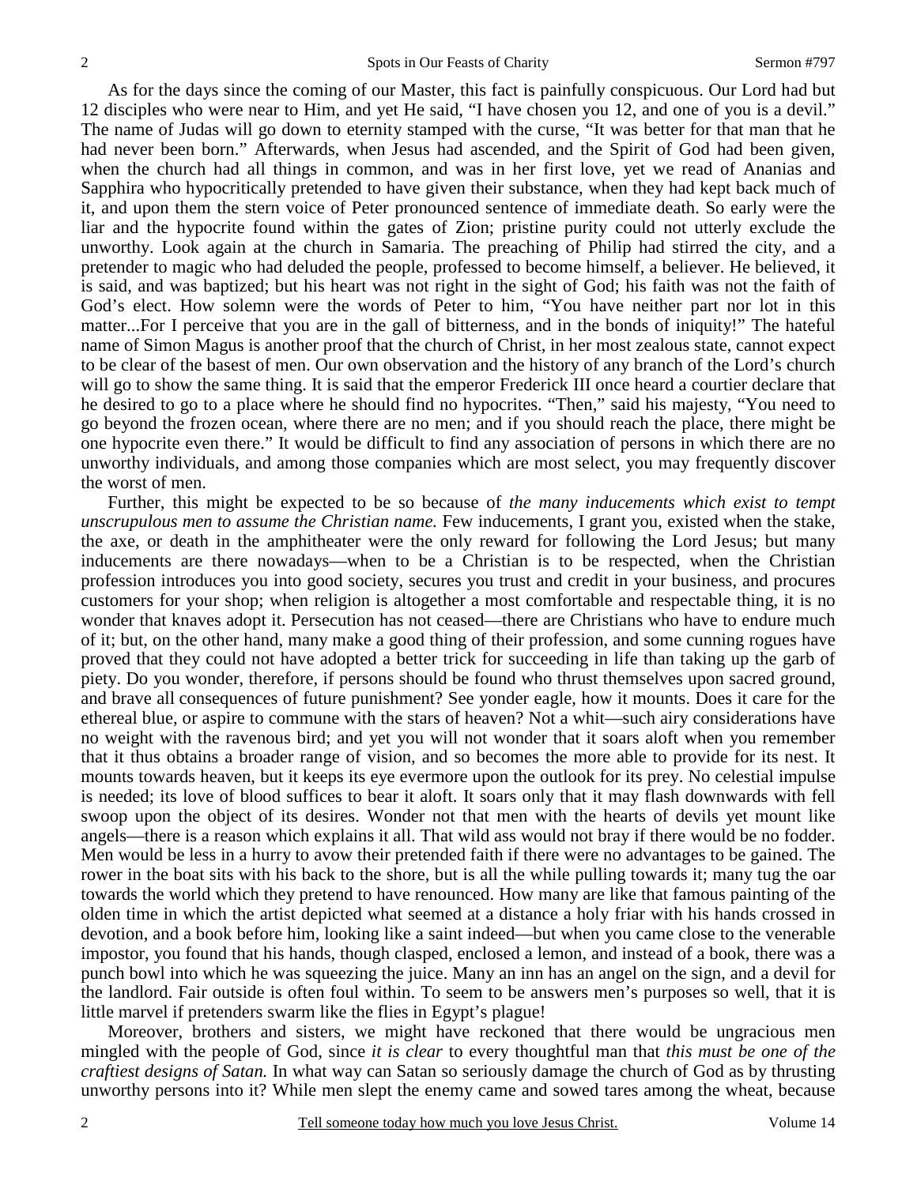As for the days since the coming of our Master, this fact is painfully conspicuous. Our Lord had but 12 disciples who were near to Him, and yet He said, "I have chosen you 12, and one of you is a devil." The name of Judas will go down to eternity stamped with the curse, "It was better for that man that he had never been born." Afterwards, when Jesus had ascended, and the Spirit of God had been given, when the church had all things in common, and was in her first love, yet we read of Ananias and Sapphira who hypocritically pretended to have given their substance, when they had kept back much of it, and upon them the stern voice of Peter pronounced sentence of immediate death. So early were the liar and the hypocrite found within the gates of Zion; pristine purity could not utterly exclude the unworthy. Look again at the church in Samaria. The preaching of Philip had stirred the city, and a pretender to magic who had deluded the people, professed to become himself, a believer. He believed, it is said, and was baptized; but his heart was not right in the sight of God; his faith was not the faith of God's elect. How solemn were the words of Peter to him, "You have neither part nor lot in this matter...For I perceive that you are in the gall of bitterness, and in the bonds of iniquity!" The hateful name of Simon Magus is another proof that the church of Christ, in her most zealous state, cannot expect to be clear of the basest of men. Our own observation and the history of any branch of the Lord's church will go to show the same thing. It is said that the emperor Frederick III once heard a courtier declare that he desired to go to a place where he should find no hypocrites. "Then," said his majesty, "You need to go beyond the frozen ocean, where there are no men; and if you should reach the place, there might be one hypocrite even there." It would be difficult to find any association of persons in which there are no unworthy individuals, and among those companies which are most select, you may frequently discover the worst of men.

Further, this might be expected to be so because of *the many inducements which exist to tempt unscrupulous men to assume the Christian name.* Few inducements, I grant you, existed when the stake, the axe, or death in the amphitheater were the only reward for following the Lord Jesus; but many inducements are there nowadays—when to be a Christian is to be respected, when the Christian profession introduces you into good society, secures you trust and credit in your business, and procures customers for your shop; when religion is altogether a most comfortable and respectable thing, it is no wonder that knaves adopt it. Persecution has not ceased—there are Christians who have to endure much of it; but, on the other hand, many make a good thing of their profession, and some cunning rogues have proved that they could not have adopted a better trick for succeeding in life than taking up the garb of piety. Do you wonder, therefore, if persons should be found who thrust themselves upon sacred ground, and brave all consequences of future punishment? See yonder eagle, how it mounts. Does it care for the ethereal blue, or aspire to commune with the stars of heaven? Not a whit—such airy considerations have no weight with the ravenous bird; and yet you will not wonder that it soars aloft when you remember that it thus obtains a broader range of vision, and so becomes the more able to provide for its nest. It mounts towards heaven, but it keeps its eye evermore upon the outlook for its prey. No celestial impulse is needed; its love of blood suffices to bear it aloft. It soars only that it may flash downwards with fell swoop upon the object of its desires. Wonder not that men with the hearts of devils yet mount like angels—there is a reason which explains it all. That wild ass would not bray if there would be no fodder. Men would be less in a hurry to avow their pretended faith if there were no advantages to be gained. The rower in the boat sits with his back to the shore, but is all the while pulling towards it; many tug the oar towards the world which they pretend to have renounced. How many are like that famous painting of the olden time in which the artist depicted what seemed at a distance a holy friar with his hands crossed in devotion, and a book before him, looking like a saint indeed—but when you came close to the venerable impostor, you found that his hands, though clasped, enclosed a lemon, and instead of a book, there was a punch bowl into which he was squeezing the juice. Many an inn has an angel on the sign, and a devil for the landlord. Fair outside is often foul within. To seem to be answers men's purposes so well, that it is little marvel if pretenders swarm like the flies in Egypt's plague!

Moreover, brothers and sisters, we might have reckoned that there would be ungracious men mingled with the people of God, since *it is clear* to every thoughtful man that *this must be one of the craftiest designs of Satan.* In what way can Satan so seriously damage the church of God as by thrusting unworthy persons into it? While men slept the enemy came and sowed tares among the wheat, because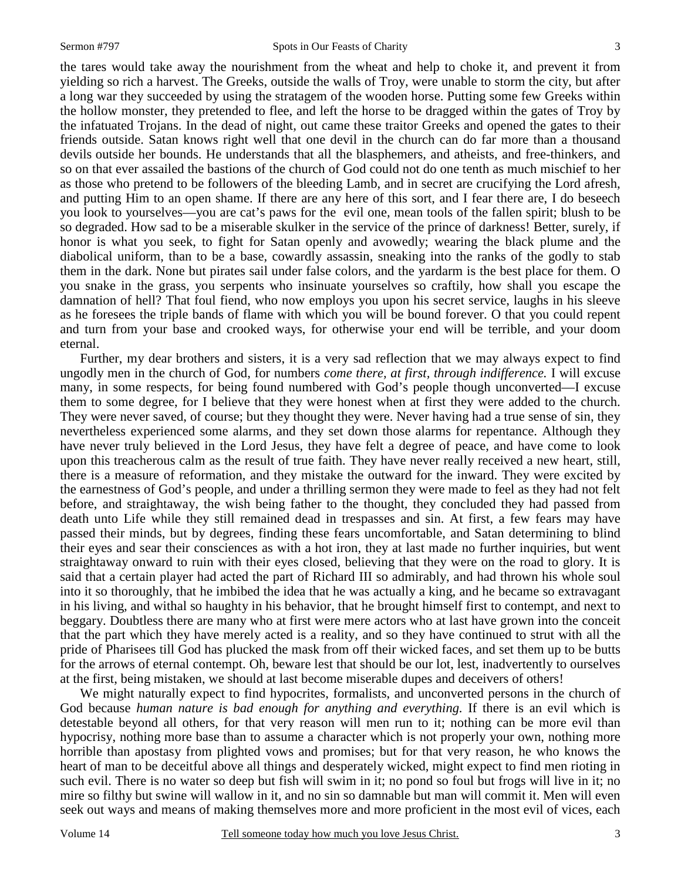the tares would take away the nourishment from the wheat and help to choke it, and prevent it from yielding so rich a harvest. The Greeks, outside the walls of Troy, were unable to storm the city, but after a long war they succeeded by using the stratagem of the wooden horse. Putting some few Greeks within the hollow monster, they pretended to flee, and left the horse to be dragged within the gates of Troy by the infatuated Trojans. In the dead of night, out came these traitor Greeks and opened the gates to their friends outside. Satan knows right well that one devil in the church can do far more than a thousand devils outside her bounds. He understands that all the blasphemers, and atheists, and free-thinkers, and so on that ever assailed the bastions of the church of God could not do one tenth as much mischief to her as those who pretend to be followers of the bleeding Lamb, and in secret are crucifying the Lord afresh, and putting Him to an open shame. If there are any here of this sort, and I fear there are, I do beseech you look to yourselves—you are cat's paws for the evil one, mean tools of the fallen spirit; blush to be so degraded. How sad to be a miserable skulker in the service of the prince of darkness! Better, surely, if honor is what you seek, to fight for Satan openly and avowedly; wearing the black plume and the diabolical uniform, than to be a base, cowardly assassin, sneaking into the ranks of the godly to stab them in the dark. None but pirates sail under false colors, and the yardarm is the best place for them. O you snake in the grass, you serpents who insinuate yourselves so craftily, how shall you escape the damnation of hell? That foul fiend, who now employs you upon his secret service, laughs in his sleeve as he foresees the triple bands of flame with which you will be bound forever. O that you could repent and turn from your base and crooked ways, for otherwise your end will be terrible, and your doom eternal.

Further, my dear brothers and sisters, it is a very sad reflection that we may always expect to find ungodly men in the church of God, for numbers *come there, at first, through indifference.* I will excuse many, in some respects, for being found numbered with God's people though unconverted—I excuse them to some degree, for I believe that they were honest when at first they were added to the church. They were never saved, of course; but they thought they were. Never having had a true sense of sin, they nevertheless experienced some alarms, and they set down those alarms for repentance. Although they have never truly believed in the Lord Jesus, they have felt a degree of peace, and have come to look upon this treacherous calm as the result of true faith. They have never really received a new heart, still, there is a measure of reformation, and they mistake the outward for the inward. They were excited by the earnestness of God's people, and under a thrilling sermon they were made to feel as they had not felt before, and straightaway, the wish being father to the thought, they concluded they had passed from death unto Life while they still remained dead in trespasses and sin. At first, a few fears may have passed their minds, but by degrees, finding these fears uncomfortable, and Satan determining to blind their eyes and sear their consciences as with a hot iron, they at last made no further inquiries, but went straightaway onward to ruin with their eyes closed, believing that they were on the road to glory. It is said that a certain player had acted the part of Richard III so admirably, and had thrown his whole soul into it so thoroughly, that he imbibed the idea that he was actually a king, and he became so extravagant in his living, and withal so haughty in his behavior, that he brought himself first to contempt, and next to beggary. Doubtless there are many who at first were mere actors who at last have grown into the conceit that the part which they have merely acted is a reality, and so they have continued to strut with all the pride of Pharisees till God has plucked the mask from off their wicked faces, and set them up to be butts for the arrows of eternal contempt. Oh, beware lest that should be our lot, lest, inadvertently to ourselves at the first, being mistaken, we should at last become miserable dupes and deceivers of others!

We might naturally expect to find hypocrites, formalists, and unconverted persons in the church of God because *human nature is bad enough for anything and everything.* If there is an evil which is detestable beyond all others, for that very reason will men run to it; nothing can be more evil than hypocrisy, nothing more base than to assume a character which is not properly your own, nothing more horrible than apostasy from plighted vows and promises; but for that very reason, he who knows the heart of man to be deceitful above all things and desperately wicked, might expect to find men rioting in such evil. There is no water so deep but fish will swim in it; no pond so foul but frogs will live in it; no mire so filthy but swine will wallow in it, and no sin so damnable but man will commit it. Men will even seek out ways and means of making themselves more and more proficient in the most evil of vices, each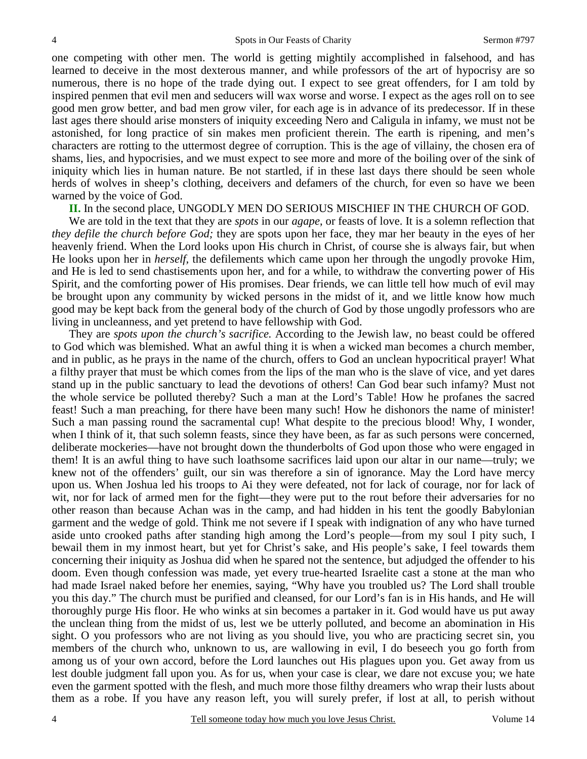one competing with other men. The world is getting mightily accomplished in falsehood, and has learned to deceive in the most dexterous manner, and while professors of the art of hypocrisy are so numerous, there is no hope of the trade dying out. I expect to see great offenders, for I am told by inspired penmen that evil men and seducers will wax worse and worse. I expect as the ages roll on to see good men grow better, and bad men grow viler, for each age is in advance of its predecessor. If in these last ages there should arise monsters of iniquity exceeding Nero and Caligula in infamy, we must not be astonished, for long practice of sin makes men proficient therein. The earth is ripening, and men's characters are rotting to the uttermost degree of corruption. This is the age of villainy, the chosen era of shams, lies, and hypocrisies, and we must expect to see more and more of the boiling over of the sink of iniquity which lies in human nature. Be not startled, if in these last days there should be seen whole herds of wolves in sheep's clothing, deceivers and defamers of the church, for even so have we been warned by the voice of God.

**II.** In the second place, UNGODLY MEN DO SERIOUS MISCHIEF IN THE CHURCH OF GOD.

We are told in the text that they are *spots* in our *agape*, or feasts of love. It is a solemn reflection that *they defile the church before God;* they are spots upon her face, they mar her beauty in the eyes of her heavenly friend. When the Lord looks upon His church in Christ, of course she is always fair, but when He looks upon her in *herself,* the defilements which came upon her through the ungodly provoke Him, and He is led to send chastisements upon her, and for a while, to withdraw the converting power of His Spirit, and the comforting power of His promises. Dear friends, we can little tell how much of evil may be brought upon any community by wicked persons in the midst of it, and we little know how much good may be kept back from the general body of the church of God by those ungodly professors who are living in uncleanness, and yet pretend to have fellowship with God.

They are *spots upon the church's sacrifice.* According to the Jewish law, no beast could be offered to God which was blemished. What an awful thing it is when a wicked man becomes a church member, and in public, as he prays in the name of the church, offers to God an unclean hypocritical prayer! What a filthy prayer that must be which comes from the lips of the man who is the slave of vice, and yet dares stand up in the public sanctuary to lead the devotions of others! Can God bear such infamy? Must not the whole service be polluted thereby? Such a man at the Lord's Table! How he profanes the sacred feast! Such a man preaching, for there have been many such! How he dishonors the name of minister! Such a man passing round the sacramental cup! What despite to the precious blood! Why, I wonder, when I think of it, that such solemn feasts, since they have been, as far as such persons were concerned, deliberate mockeries—have not brought down the thunderbolts of God upon those who were engaged in them! It is an awful thing to have such loathsome sacrifices laid upon our altar in our name—truly; we knew not of the offenders' guilt, our sin was therefore a sin of ignorance. May the Lord have mercy upon us. When Joshua led his troops to Ai they were defeated, not for lack of courage, nor for lack of wit, nor for lack of armed men for the fight—they were put to the rout before their adversaries for no other reason than because Achan was in the camp, and had hidden in his tent the goodly Babylonian garment and the wedge of gold. Think me not severe if I speak with indignation of any who have turned aside unto crooked paths after standing high among the Lord's people—from my soul I pity such, I bewail them in my inmost heart, but yet for Christ's sake, and His people's sake, I feel towards them concerning their iniquity as Joshua did when he spared not the sentence, but adjudged the offender to his doom. Even though confession was made, yet every true-hearted Israelite cast a stone at the man who had made Israel naked before her enemies, saying, "Why have you troubled us? The Lord shall trouble you this day." The church must be purified and cleansed, for our Lord's fan is in His hands, and He will thoroughly purge His floor. He who winks at sin becomes a partaker in it. God would have us put away the unclean thing from the midst of us, lest we be utterly polluted, and become an abomination in His sight. O you professors who are not living as you should live, you who are practicing secret sin, you members of the church who, unknown to us, are wallowing in evil, I do beseech you go forth from among us of your own accord, before the Lord launches out His plagues upon you. Get away from us lest double judgment fall upon you. As for us, when your case is clear, we dare not excuse you; we hate even the garment spotted with the flesh, and much more those filthy dreamers who wrap their lusts about them as a robe. If you have any reason left, you will surely prefer, if lost at all, to perish without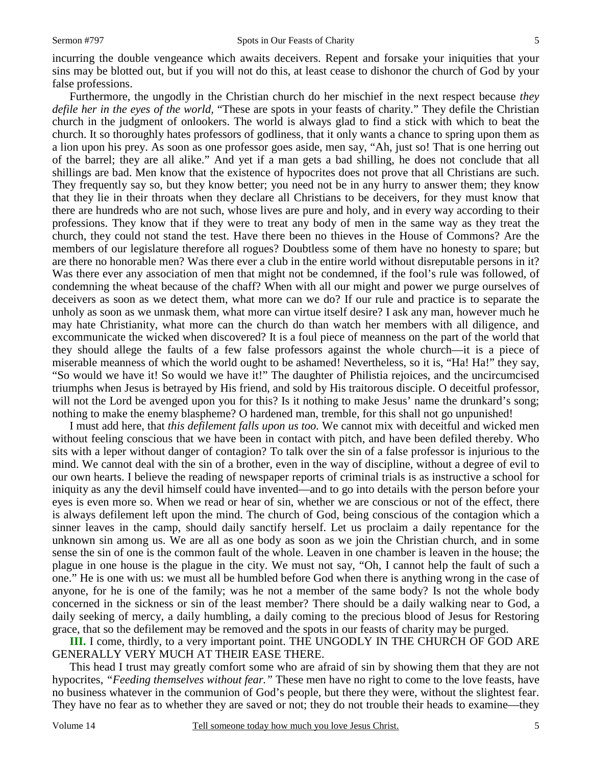incurring the double vengeance which awaits deceivers. Repent and forsake your iniquities that your sins may be blotted out, but if you will not do this, at least cease to dishonor the church of God by your false professions.

Furthermore, the ungodly in the Christian church do her mischief in the next respect because *they defile her in the eyes of the world,* "These are spots in your feasts of charity." They defile the Christian church in the judgment of onlookers. The world is always glad to find a stick with which to beat the church. It so thoroughly hates professors of godliness, that it only wants a chance to spring upon them as a lion upon his prey. As soon as one professor goes aside, men say, "Ah, just so! That is one herring out of the barrel; they are all alike." And yet if a man gets a bad shilling, he does not conclude that all shillings are bad. Men know that the existence of hypocrites does not prove that all Christians are such. They frequently say so, but they know better; you need not be in any hurry to answer them; they know that they lie in their throats when they declare all Christians to be deceivers, for they must know that there are hundreds who are not such, whose lives are pure and holy, and in every way according to their professions. They know that if they were to treat any body of men in the same way as they treat the church, they could not stand the test. Have there been no thieves in the House of Commons? Are the members of our legislature therefore all rogues? Doubtless some of them have no honesty to spare; but are there no honorable men? Was there ever a club in the entire world without disreputable persons in it? Was there ever any association of men that might not be condemned, if the fool's rule was followed, of condemning the wheat because of the chaff? When with all our might and power we purge ourselves of deceivers as soon as we detect them, what more can we do? If our rule and practice is to separate the unholy as soon as we unmask them, what more can virtue itself desire? I ask any man, however much he may hate Christianity, what more can the church do than watch her members with all diligence, and excommunicate the wicked when discovered? It is a foul piece of meanness on the part of the world that they should allege the faults of a few false professors against the whole church—it is a piece of miserable meanness of which the world ought to be ashamed! Nevertheless, so it is, "Ha! Ha!" they say, "So would we have it! So would we have it!" The daughter of Philistia rejoices, and the uncircumcised triumphs when Jesus is betrayed by His friend, and sold by His traitorous disciple. O deceitful professor, will not the Lord be avenged upon you for this? Is it nothing to make Jesus' name the drunkard's song; nothing to make the enemy blaspheme? O hardened man, tremble, for this shall not go unpunished!

I must add here, that *this defilement falls upon us too.* We cannot mix with deceitful and wicked men without feeling conscious that we have been in contact with pitch, and have been defiled thereby. Who sits with a leper without danger of contagion? To talk over the sin of a false professor is injurious to the mind. We cannot deal with the sin of a brother, even in the way of discipline, without a degree of evil to our own hearts. I believe the reading of newspaper reports of criminal trials is as instructive a school for iniquity as any the devil himself could have invented—and to go into details with the person before your eyes is even more so. When we read or hear of sin, whether we are conscious or not of the effect, there is always defilement left upon the mind. The church of God, being conscious of the contagion which a sinner leaves in the camp, should daily sanctify herself. Let us proclaim a daily repentance for the unknown sin among us. We are all as one body as soon as we join the Christian church, and in some sense the sin of one is the common fault of the whole. Leaven in one chamber is leaven in the house; the plague in one house is the plague in the city. We must not say, "Oh, I cannot help the fault of such a one." He is one with us: we must all be humbled before God when there is anything wrong in the case of anyone, for he is one of the family; was he not a member of the same body? Is not the whole body concerned in the sickness or sin of the least member? There should be a daily walking near to God, a daily seeking of mercy, a daily humbling, a daily coming to the precious blood of Jesus for Restoring grace, that so the defilement may be removed and the spots in our feasts of charity may be purged.

**III.** I come, thirdly, to a very important point. THE UNGODLY IN THE CHURCH OF GOD ARE GENERALLY VERY MUCH AT THEIR EASE THERE.

This head I trust may greatly comfort some who are afraid of sin by showing them that they are not hypocrites, *"Feeding themselves without fear."* These men have no right to come to the love feasts, have no business whatever in the communion of God's people, but there they were, without the slightest fear. They have no fear as to whether they are saved or not; they do not trouble their heads to examine—they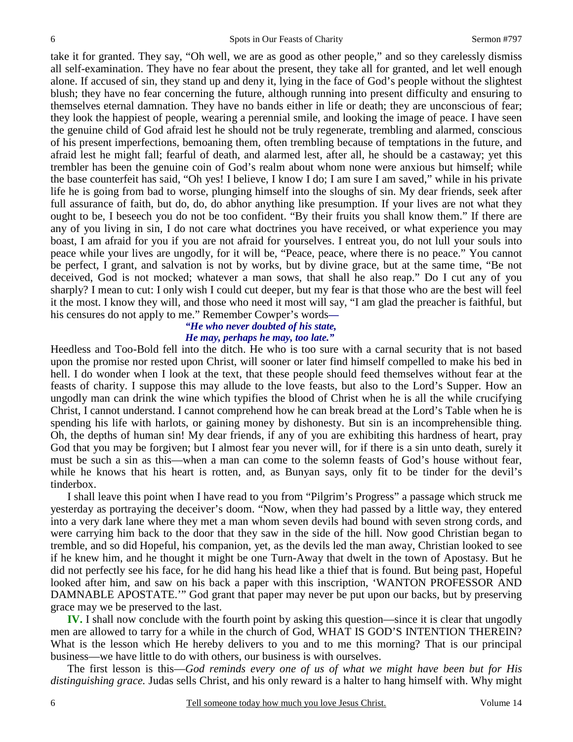take it for granted. They say, "Oh well, we are as good as other people," and so they carelessly dismiss all self-examination. They have no fear about the present, they take all for granted, and let well enough alone. If accused of sin, they stand up and deny it, lying in the face of God's people without the slightest blush; they have no fear concerning the future, although running into present difficulty and ensuring to themselves eternal damnation. They have no bands either in life or death; they are unconscious of fear; they look the happiest of people, wearing a perennial smile, and looking the image of peace. I have seen the genuine child of God afraid lest he should not be truly regenerate, trembling and alarmed, conscious of his present imperfections, bemoaning them, often trembling because of temptations in the future, and afraid lest he might fall; fearful of death, and alarmed lest, after all, he should be a castaway; yet this trembler has been the genuine coin of God's realm about whom none were anxious but himself; while the base counterfeit has said, "Oh yes! I believe, I know I do; I am sure I am saved," while in his private life he is going from bad to worse, plunging himself into the sloughs of sin. My dear friends, seek after full assurance of faith, but do, do, do abhor anything like presumption. If your lives are not what they ought to be, I beseech you do not be too confident. "By their fruits you shall know them." If there are any of you living in sin, I do not care what doctrines you have received, or what experience you may boast, I am afraid for you if you are not afraid for yourselves. I entreat you, do not lull your souls into peace while your lives are ungodly, for it will be, "Peace, peace, where there is no peace." You cannot be perfect, I grant, and salvation is not by works, but by divine grace, but at the same time, "Be not deceived, God is not mocked; whatever a man sows, that shall he also reap." Do I cut any of you sharply? I mean to cut: I only wish I could cut deeper, but my fear is that those who are the best will feel it the most. I know they will, and those who need it most will say, "I am glad the preacher is faithful, but his censures do not apply to me." Remember Cowper's words—

*"He who never doubted of his state,*
*He may, perhaps he may, too late."*

Heedless and Too-Bold fell into the ditch. He who is too sure with a carnal security that is not based upon the promise nor rested upon Christ, will sooner or later find himself compelled to make his bed in hell. I do wonder when I look at the text, that these people should feed themselves without fear at the feasts of charity. I suppose this may allude to the love feasts, but also to the Lord's Supper. How an ungodly man can drink the wine which typifies the blood of Christ when he is all the while crucifying Christ, I cannot understand. I cannot comprehend how he can break bread at the Lord's Table when he is spending his life with harlots, or gaining money by dishonesty. But sin is an incomprehensible thing. Oh, the depths of human sin! My dear friends, if any of you are exhibiting this hardness of heart, pray God that you may be forgiven; but I almost fear you never will, for if there is a sin unto death, surely it must be such a sin as this—when a man can come to the solemn feasts of God's house without fear, while he knows that his heart is rotten, and, as Bunyan says, only fit to be tinder for the devil's tinderbox.

I shall leave this point when I have read to you from "Pilgrim's Progress" a passage which struck me yesterday as portraying the deceiver's doom. "Now, when they had passed by a little way, they entered into a very dark lane where they met a man whom seven devils had bound with seven strong cords, and were carrying him back to the door that they saw in the side of the hill. Now good Christian began to tremble, and so did Hopeful, his companion, yet, as the devils led the man away, Christian looked to see if he knew him, and he thought it might be one Turn-Away that dwelt in the town of Apostasy. But he did not perfectly see his face, for he did hang his head like a thief that is found. But being past, Hopeful looked after him, and saw on his back a paper with this inscription, 'WANTON PROFESSOR AND DAMNABLE APOSTATE.'" God grant that paper may never be put upon our backs, but by preserving grace may we be preserved to the last.

**IV.** I shall now conclude with the fourth point by asking this question—since it is clear that ungodly men are allowed to tarry for a while in the church of God, WHAT IS GOD'S INTENTION THEREIN? What is the lesson which He hereby delivers to you and to me this morning? That is our principal business—we have little to do with others, our business is with ourselves.

The first lesson is this—*God reminds every one of us of what we might have been but for His distinguishing grace.* Judas sells Christ, and his only reward is a halter to hang himself with. Why might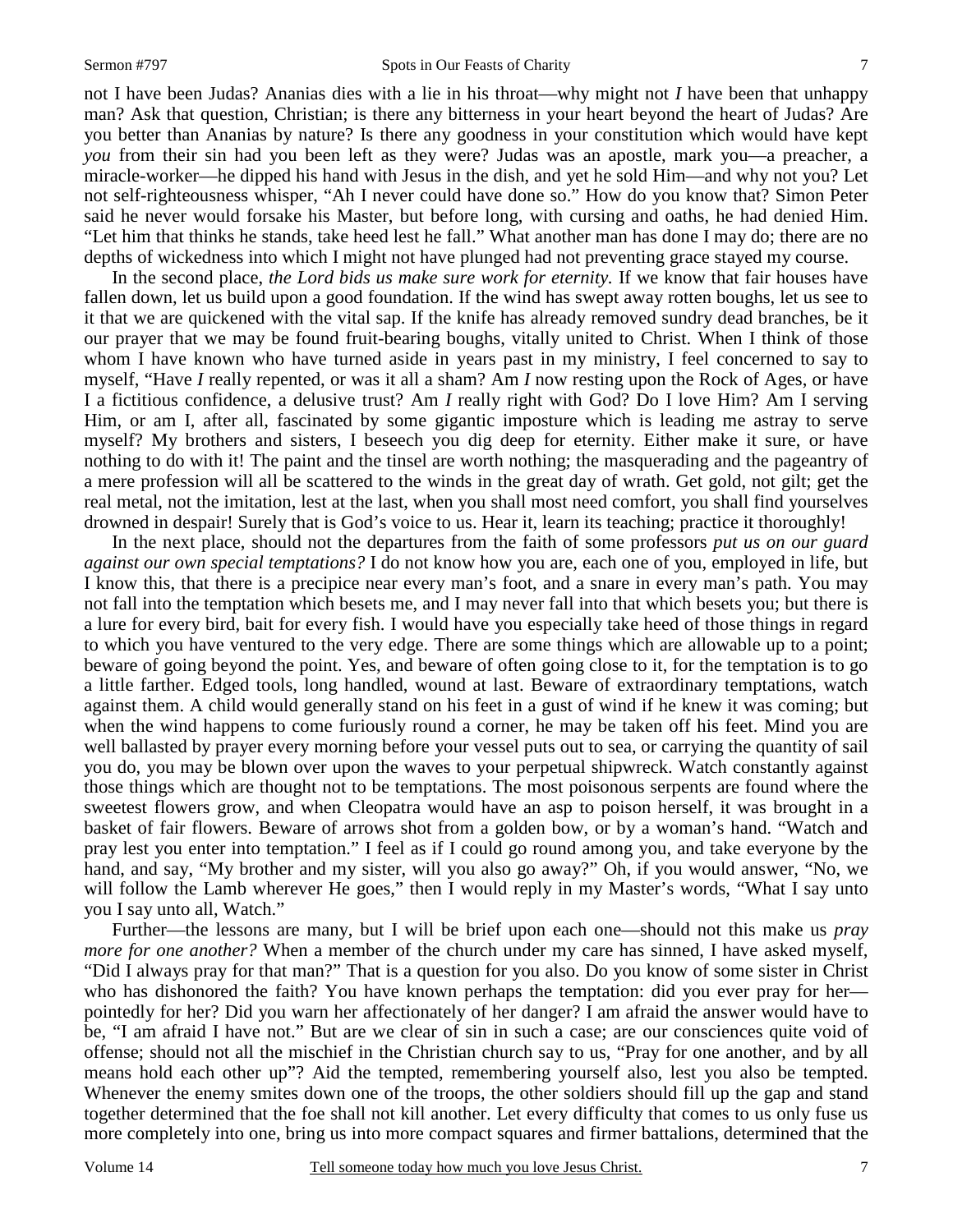not I have been Judas? Ananias dies with a lie in his throat—why might not *I* have been that unhappy man? Ask that question, Christian; is there any bitterness in your heart beyond the heart of Judas? Are you better than Ananias by nature? Is there any goodness in your constitution which would have kept *you* from their sin had you been left as they were? Judas was an apostle, mark you—a preacher, a miracle-worker—he dipped his hand with Jesus in the dish, and yet he sold Him—and why not you? Let not self-righteousness whisper, "Ah I never could have done so." How do you know that? Simon Peter said he never would forsake his Master, but before long, with cursing and oaths, he had denied Him. "Let him that thinks he stands, take heed lest he fall." What another man has done I may do; there are no depths of wickedness into which I might not have plunged had not preventing grace stayed my course.

In the second place, *the Lord bids us make sure work for eternity.* If we know that fair houses have fallen down, let us build upon a good foundation. If the wind has swept away rotten boughs, let us see to it that we are quickened with the vital sap. If the knife has already removed sundry dead branches, be it our prayer that we may be found fruit-bearing boughs, vitally united to Christ. When I think of those whom I have known who have turned aside in years past in my ministry, I feel concerned to say to myself, "Have *I* really repented, or was it all a sham? Am *I* now resting upon the Rock of Ages, or have I a fictitious confidence, a delusive trust? Am *I* really right with God? Do I love Him? Am I serving Him, or am I, after all, fascinated by some gigantic imposture which is leading me astray to serve myself? My brothers and sisters, I beseech you dig deep for eternity. Either make it sure, or have nothing to do with it! The paint and the tinsel are worth nothing; the masquerading and the pageantry of a mere profession will all be scattered to the winds in the great day of wrath. Get gold, not gilt; get the real metal, not the imitation, lest at the last, when you shall most need comfort, you shall find yourselves drowned in despair! Surely that is God's voice to us. Hear it, learn its teaching; practice it thoroughly!

In the next place, should not the departures from the faith of some professors *put us on our guard against our own special temptations?* I do not know how you are, each one of you, employed in life, but I know this, that there is a precipice near every man's foot, and a snare in every man's path. You may not fall into the temptation which besets me, and I may never fall into that which besets you; but there is a lure for every bird, bait for every fish. I would have you especially take heed of those things in regard to which you have ventured to the very edge. There are some things which are allowable up to a point; beware of going beyond the point. Yes, and beware of often going close to it, for the temptation is to go a little farther. Edged tools, long handled, wound at last. Beware of extraordinary temptations, watch against them. A child would generally stand on his feet in a gust of wind if he knew it was coming; but when the wind happens to come furiously round a corner, he may be taken off his feet. Mind you are well ballasted by prayer every morning before your vessel puts out to sea, or carrying the quantity of sail you do, you may be blown over upon the waves to your perpetual shipwreck. Watch constantly against those things which are thought not to be temptations. The most poisonous serpents are found where the sweetest flowers grow, and when Cleopatra would have an asp to poison herself, it was brought in a basket of fair flowers. Beware of arrows shot from a golden bow, or by a woman's hand. "Watch and pray lest you enter into temptation." I feel as if I could go round among you, and take everyone by the hand, and say, "My brother and my sister, will you also go away?" Oh, if you would answer, "No, we will follow the Lamb wherever He goes," then I would reply in my Master's words, "What I say unto you I say unto all, Watch."

Further—the lessons are many, but I will be brief upon each one—should not this make us *pray more for one another?* When a member of the church under my care has sinned, I have asked myself, "Did I always pray for that man?" That is a question for you also. Do you know of some sister in Christ who has dishonored the faith? You have known perhaps the temptation: did you ever pray for her—pointedly for her? Did you warn her affectionately of her danger? I am afraid the answer would have to be, "I am afraid I have not." But are we clear of sin in such a case; are our consciences quite void of offense; should not all the mischief in the Christian church say to us, "Pray for one another, and by all means hold each other up"? Aid the tempted, remembering yourself also, lest you also be tempted. Whenever the enemy smites down one of the troops, the other soldiers should fill up the gap and stand together determined that the foe shall not kill another. Let every difficulty that comes to us only fuse us more completely into one, bring us into more compact squares and firmer battalions, determined that the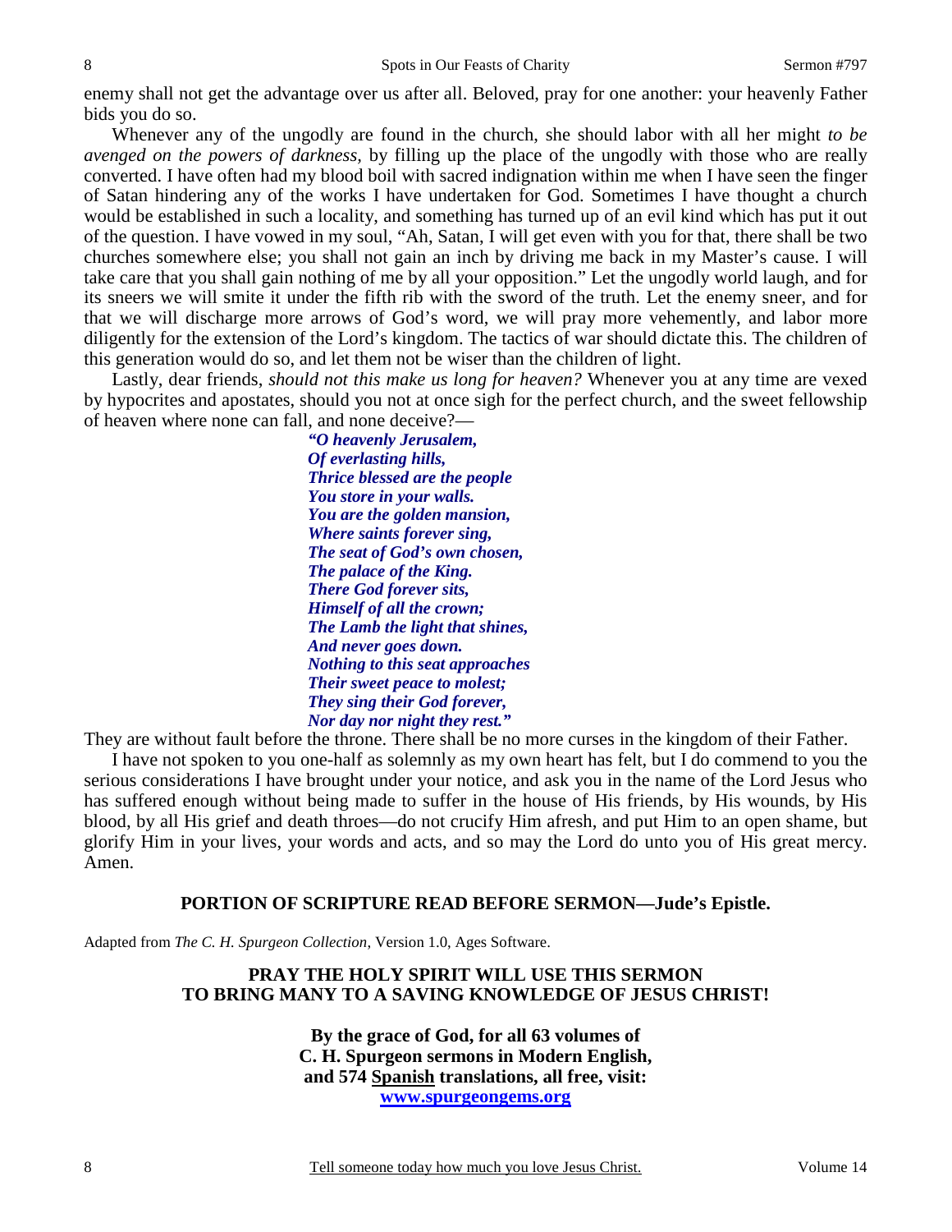enemy shall not get the advantage over us after all. Beloved, pray for one another: your heavenly Father bids you do so.

Whenever any of the ungodly are found in the church, she should labor with all her might *to be avenged on the powers of darkness*, by filling up the place of the ungodly with those who are really converted. I have often had my blood boil with sacred indignation within me when I have seen the finger of Satan hindering any of the works I have undertaken for God. Sometimes I have thought a church would be established in such a locality, and something has turned up of an evil kind which has put it out of the question. I have vowed in my soul, "Ah, Satan, I will get even with you for that, there shall be two churches somewhere else; you shall not gain an inch by driving me back in my Master's cause. I will take care that you shall gain nothing of me by all your opposition." Let the ungodly world laugh, and for its sneers we will smite it under the fifth rib with the sword of the truth. Let the enemy sneer, and for that we will discharge more arrows of God's word, we will pray more vehemently, and labor more diligently for the extension of the Lord's kingdom. The tactics of war should dictate this. The children of this generation would do so, and let them not be wiser than the children of light.

Lastly, dear friends, *should not this make us long for heaven?* Whenever you at any time are vexed by hypocrites and apostates, should you not at once sigh for the perfect church, and the sweet fellowship of heaven where none can fall, and none deceive?—

> ***"O heavenly Jerusalem,***
> ***Of everlasting hills,***
> ***Thrice blessed are the people***
> ***You store in your walls.***
> ***You are the golden mansion,***
> ***Where saints forever sing,***
> ***The seat of God's own chosen,***
> ***The palace of the King.***
> ***There God forever sits,***
> ***Himself of all the crown;***
> ***The Lamb the light that shines,***
> ***And never goes down.***
> ***Nothing to this seat approaches***
> ***Their sweet peace to molest;***
> ***They sing their God forever,***
> ***Nor day nor night they rest."***

They are without fault before the throne. There shall be no more curses in the kingdom of their Father.

I have not spoken to you one-half as solemnly as my own heart has felt, but I do commend to you the serious considerations I have brought under your notice, and ask you in the name of the Lord Jesus who has suffered enough without being made to suffer in the house of His friends, by His wounds, by His blood, by all His grief and death throes—do not crucify Him afresh, and put Him to an open shame, but glorify Him in your lives, your words and acts, and so may the Lord do unto you of His great mercy. Amen.

**PORTION OF SCRIPTURE READ BEFORE SERMON—Jude's Epistle.**

Adapted from *The C. H. Spurgeon Collection*, Version 1.0, Ages Software.

**PRAY THE HOLY SPIRIT WILL USE THIS SERMON TO BRING MANY TO A SAVING KNOWLEDGE OF JESUS CHRIST!**

**By the grace of God, for all 63 volumes of C. H. Spurgeon sermons in Modern English, and 574 Spanish translations, all free, visit: www.spurgeongems.org**

Tell someone today how much you love Jesus Christ.